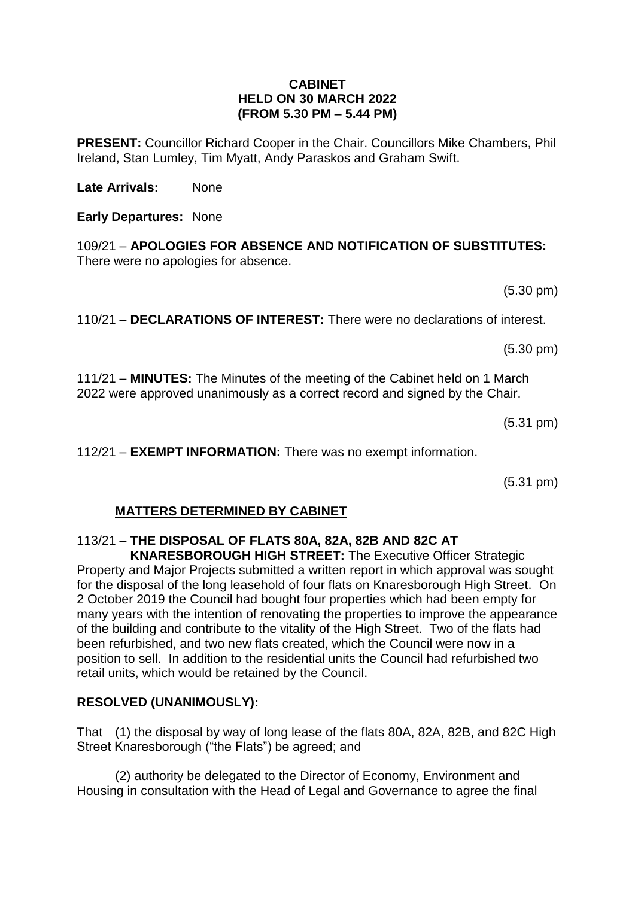**CABINET**
**HELD ON 30 MARCH 2022**
**(FROM 5.30 PM – 5.44 PM)**

**PRESENT:** Councillor Richard Cooper in the Chair. Councillors Mike Chambers, Phil Ireland, Stan Lumley, Tim Myatt, Andy Paraskos and Graham Swift.

**Late Arrivals:** None

**Early Departures:** None

109/21 – **APOLOGIES FOR ABSENCE AND NOTIFICATION OF SUBSTITUTES:** There were no apologies for absence.

(5.30 pm)

110/21 – **DECLARATIONS OF INTEREST:** There were no declarations of interest.

(5.30 pm)

111/21 – **MINUTES:** The Minutes of the meeting of the Cabinet held on 1 March 2022 were approved unanimously as a correct record and signed by the Chair.

(5.31 pm)

112/21 – **EXEMPT INFORMATION:** There was no exempt information.

(5.31 pm)

## MATTERS DETERMINED BY CABINET

113/21 – **THE DISPOSAL OF FLATS 80A, 82A, 82B AND 82C AT KNARESBOROUGH HIGH STREET:** The Executive Officer Strategic Property and Major Projects submitted a written report in which approval was sought for the disposal of the long leasehold of four flats on Knaresborough High Street. On 2 October 2019 the Council had bought four properties which had been empty for many years with the intention of renovating the properties to improve the appearance of the building and contribute to the vitality of the High Street. Two of the flats had been refurbished, and two new flats created, which the Council were now in a position to sell. In addition to the residential units the Council had refurbished two retail units, which would be retained by the Council.

**RESOLVED (UNANIMOUSLY):**

That (1) the disposal by way of long lease of the flats 80A, 82A, 82B, and 82C High Street Knaresborough ("the Flats") be agreed; and

(2) authority be delegated to the Director of Economy, Environment and Housing in consultation with the Head of Legal and Governance to agree the final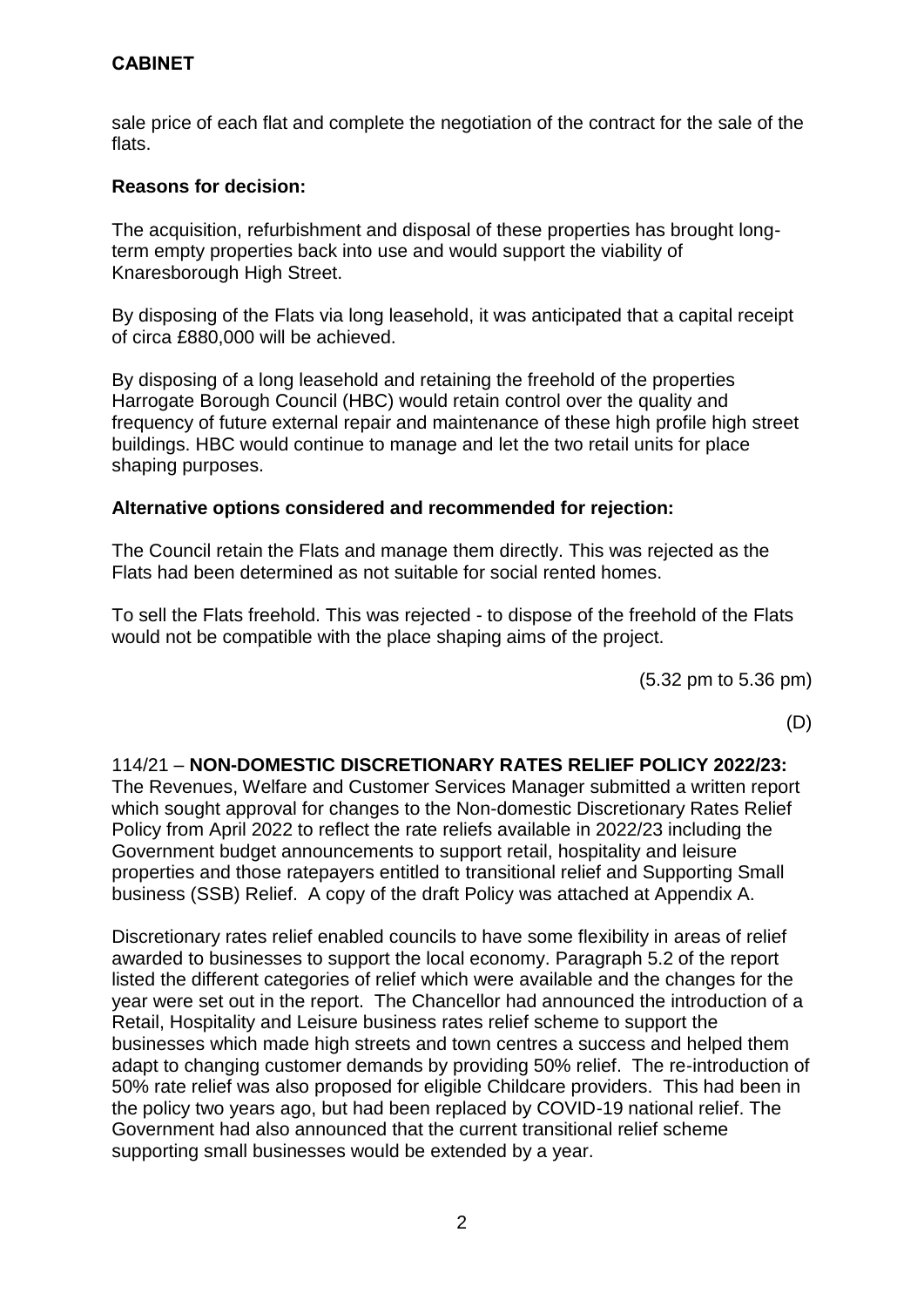sale price of each flat and complete the negotiation of the contract for the sale of the flats.

**Reasons for decision:**

The acquisition, refurbishment and disposal of these properties has brought long-term empty properties back into use and would support the viability of Knaresborough High Street.

By disposing of the Flats via long leasehold, it was anticipated that a capital receipt of circa £880,000 will be achieved.

By disposing of a long leasehold and retaining the freehold of the properties Harrogate Borough Council (HBC) would retain control over the quality and frequency of future external repair and maintenance of these high profile high street buildings. HBC would continue to manage and let the two retail units for place shaping purposes.

**Alternative options considered and recommended for rejection:**

The Council retain the Flats and manage them directly. This was rejected as the Flats had been determined as not suitable for social rented homes.

To sell the Flats freehold. This was rejected - to dispose of the freehold of the Flats would not be compatible with the place shaping aims of the project.

(5.32 pm to 5.36 pm)

(D)

114/21 – **NON-DOMESTIC DISCRETIONARY RATES RELIEF POLICY 2022/23:** The Revenues, Welfare and Customer Services Manager submitted a written report which sought approval for changes to the Non-domestic Discretionary Rates Relief Policy from April 2022 to reflect the rate reliefs available in 2022/23 including the Government budget announcements to support retail, hospitality and leisure properties and those ratepayers entitled to transitional relief and Supporting Small business (SSB) Relief. A copy of the draft Policy was attached at Appendix A.

Discretionary rates relief enabled councils to have some flexibility in areas of relief awarded to businesses to support the local economy. Paragraph 5.2 of the report listed the different categories of relief which were available and the changes for the year were set out in the report. The Chancellor had announced the introduction of a Retail, Hospitality and Leisure business rates relief scheme to support the businesses which made high streets and town centres a success and helped them adapt to changing customer demands by providing 50% relief. The re-introduction of 50% rate relief was also proposed for eligible Childcare providers. This had been in the policy two years ago, but had been replaced by COVID-19 national relief. The Government had also announced that the current transitional relief scheme supporting small businesses would be extended by a year.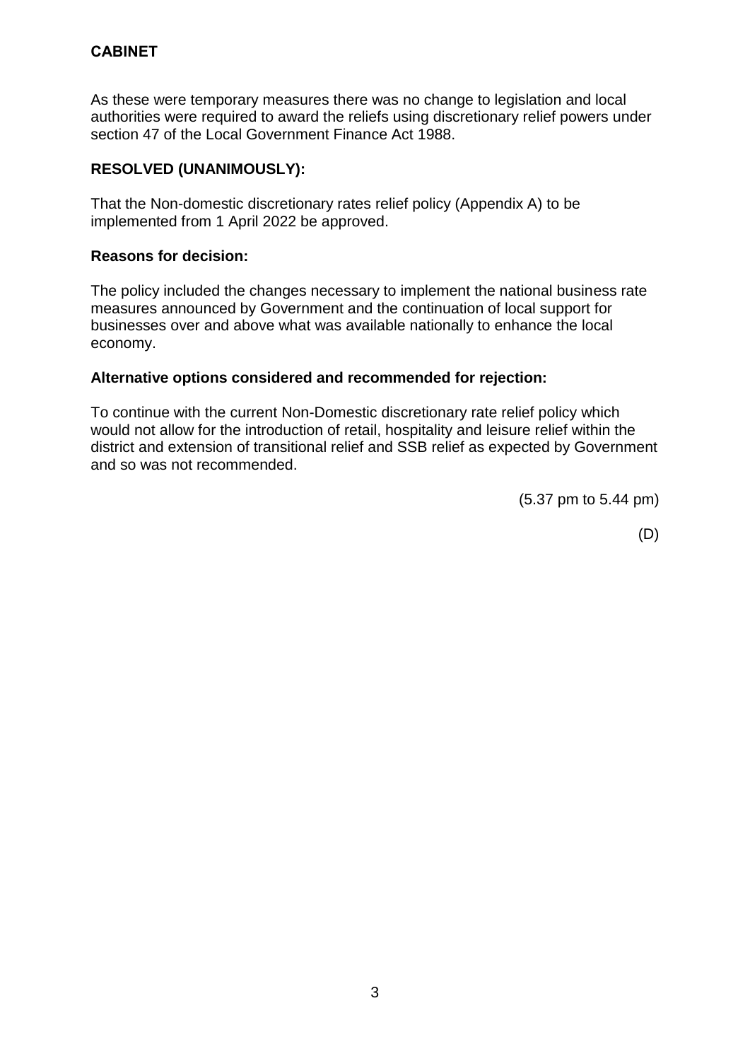As these were temporary measures there was no change to legislation and local authorities were required to award the reliefs using discretionary relief powers under section 47 of the Local Government Finance Act 1988.

**RESOLVED (UNANIMOUSLY):**

That the Non-domestic discretionary rates relief policy (Appendix A) to be implemented from 1 April 2022 be approved.

**Reasons for decision:**

The policy included the changes necessary to implement the national business rate measures announced by Government and the continuation of local support for businesses over and above what was available nationally to enhance the local economy.

**Alternative options considered and recommended for rejection:**

To continue with the current Non-Domestic discretionary rate relief policy which would not allow for the introduction of retail, hospitality and leisure relief within the district and extension of transitional relief and SSB relief as expected by Government and so was not recommended.

(5.37 pm to 5.44 pm)

(D)